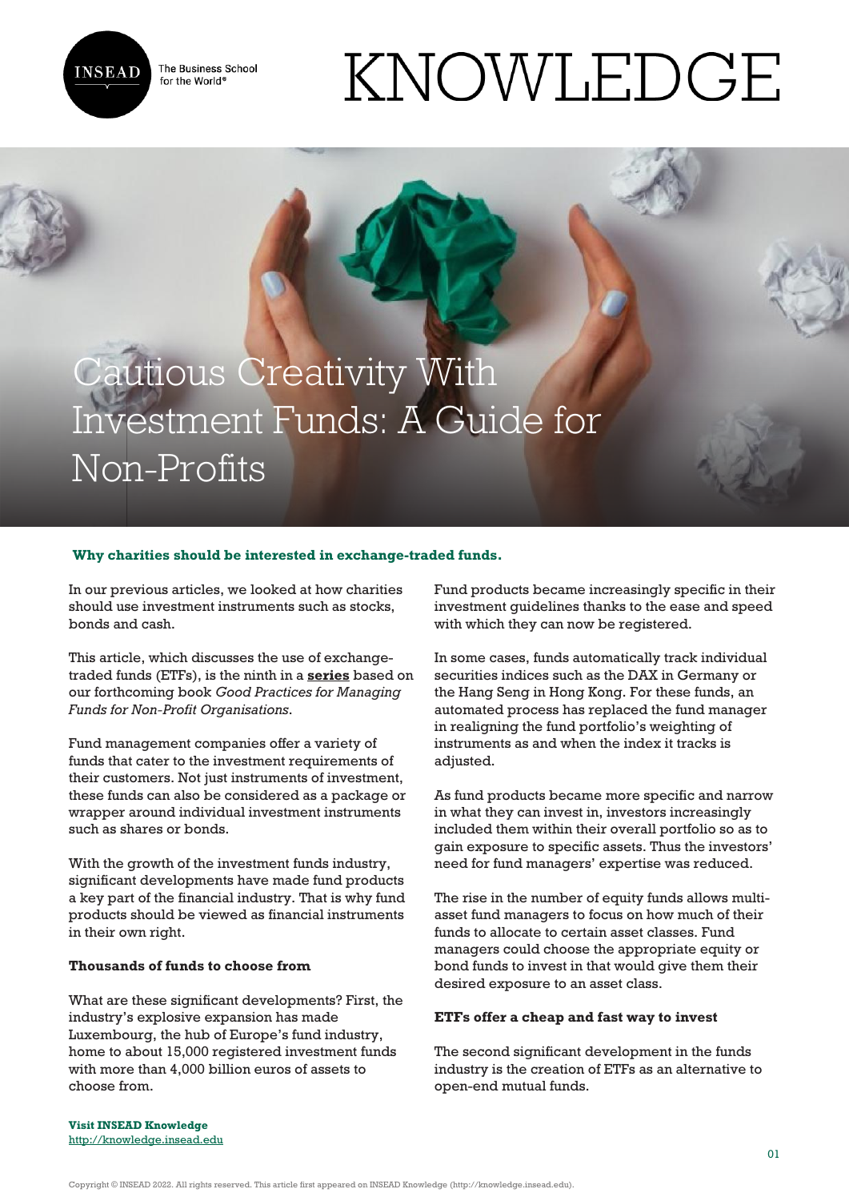# Cautious Creativity With Investment Funds: A Guide for Non-Profits

**Why charities should be interested in exchange-traded funds.**

In our previous articles, we looked at how charities should use investment instruments such as stocks, bonds and cash.

This article, which discusses the use of exchange-traded funds (ETFs), is the ninth in a **series** based on our forthcoming book *Good Practices for Managing Funds for Non-Profit Organisations*.

Fund management companies offer a variety of funds that cater to the investment requirements of their customers. Not just instruments of investment, these funds can also be considered as a package or wrapper around individual investment instruments such as shares or bonds.

With the growth of the investment funds industry, significant developments have made fund products a key part of the financial industry. That is why fund products should be viewed as financial instruments in their own right.

**Thousands of funds to choose from**

What are these significant developments? First, the industry's explosive expansion has made Luxembourg, the hub of Europe's fund industry, home to about 15,000 registered investment funds with more than 4,000 billion euros of assets to choose from.

Fund products became increasingly specific in their investment guidelines thanks to the ease and speed with which they can now be registered.

In some cases, funds automatically track individual securities indices such as the DAX in Germany or the Hang Seng in Hong Kong. For these funds, an automated process has replaced the fund manager in realigning the fund portfolio's weighting of instruments as and when the index it tracks is adjusted.

As fund products became more specific and narrow in what they can invest in, investors increasingly included them within their overall portfolio so as to gain exposure to specific assets. Thus the investors' need for fund managers' expertise was reduced.

The rise in the number of equity funds allows multi-asset fund managers to focus on how much of their funds to allocate to certain asset classes. Fund managers could choose the appropriate equity or bond funds to invest in that would give them their desired exposure to an asset class.

**ETFs offer a cheap and fast way to invest**

The second significant development in the funds industry is the creation of ETFs as an alternative to open-end mutual funds.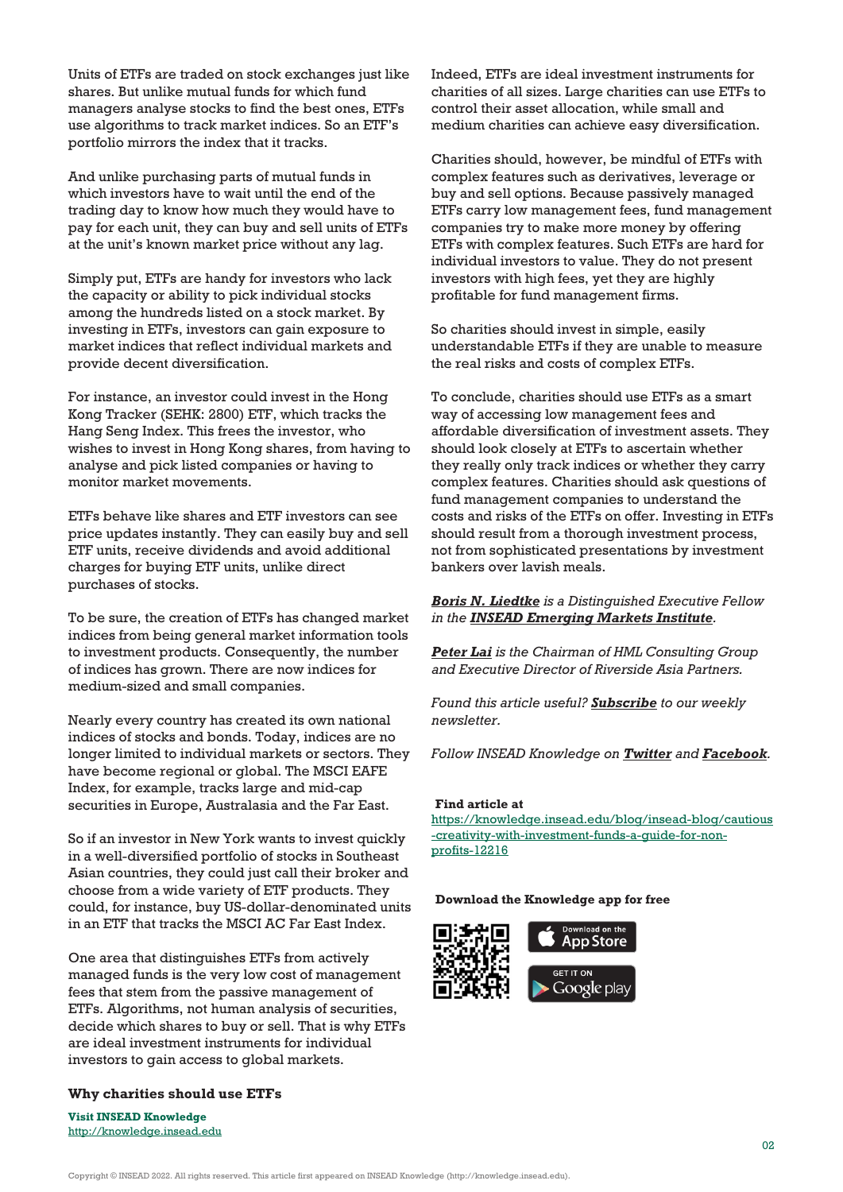Units of ETFs are traded on stock exchanges just like shares. But unlike mutual funds for which fund managers analyse stocks to find the best ones, ETFs use algorithms to track market indices. So an ETF's portfolio mirrors the index that it tracks.

And unlike purchasing parts of mutual funds in which investors have to wait until the end of the trading day to know how much they would have to pay for each unit, they can buy and sell units of ETFs at the unit's known market price without any lag.

Simply put, ETFs are handy for investors who lack the capacity or ability to pick individual stocks among the hundreds listed on a stock market. By investing in ETFs, investors can gain exposure to market indices that reflect individual markets and provide decent diversification.

For instance, an investor could invest in the Hong Kong Tracker (SEHK: 2800) ETF, which tracks the Hang Seng Index. This frees the investor, who wishes to invest in Hong Kong shares, from having to analyse and pick listed companies or having to monitor market movements.

ETFs behave like shares and ETF investors can see price updates instantly. They can easily buy and sell ETF units, receive dividends and avoid additional charges for buying ETF units, unlike direct purchases of stocks.

To be sure, the creation of ETFs has changed market indices from being general market information tools to investment products. Consequently, the number of indices has grown. There are now indices for medium-sized and small companies.

Nearly every country has created its own national indices of stocks and bonds. Today, indices are no longer limited to individual markets or sectors. They have become regional or global. The MSCI EAFE Index, for example, tracks large and mid-cap securities in Europe, Australasia and the Far East.

So if an investor in New York wants to invest quickly in a well-diversified portfolio of stocks in Southeast Asian countries, they could just call their broker and choose from a wide variety of ETF products. They could, for instance, buy US-dollar-denominated units in an ETF that tracks the MSCI AC Far East Index.

One area that distinguishes ETFs from actively managed funds is the very low cost of management fees that stem from the passive management of ETFs. Algorithms, not human analysis of securities, decide which shares to buy or sell. That is why ETFs are ideal investment instruments for individual investors to gain access to global markets.

## Why charities should use ETFs

Indeed, ETFs are ideal investment instruments for charities of all sizes. Large charities can use ETFs to control their asset allocation, while small and medium charities can achieve easy diversification.

Charities should, however, be mindful of ETFs with complex features such as derivatives, leverage or buy and sell options. Because passively managed ETFs carry low management fees, fund management companies try to make more money by offering ETFs with complex features. Such ETFs are hard for individual investors to value. They do not present investors with high fees, yet they are highly profitable for fund management firms.

So charities should invest in simple, easily understandable ETFs if they are unable to measure the real risks and costs of complex ETFs.

To conclude, charities should use ETFs as a smart way of accessing low management fees and affordable diversification of investment assets. They should look closely at ETFs to ascertain whether they really only track indices or whether they carry complex features. Charities should ask questions of fund management companies to understand the costs and risks of the ETFs on offer. Investing in ETFs should result from a thorough investment process, not from sophisticated presentations by investment bankers over lavish meals.

***Boris N. Liedtke*** *is a Distinguished Executive Fellow in the* ***INSEAD Emerging Markets Institute****.*

***Peter Lai*** *is the Chairman of HML Consulting Group and Executive Director of Riverside Asia Partners.*

*Found this article useful?* ***Subscribe*** *to our weekly newsletter.*

*Follow INSEAD Knowledge on* ***Twitter*** *and* ***Facebook****.*

**Find article at**
https://knowledge.insead.edu/blog/insead-blog/cautious-creativity-with-investment-funds-a-guide-for-non-profits-12216

**Download the Knowledge app for free**

**Visit INSEAD Knowledge**
http://knowledge.insead.edu

Copyright © INSEAD 2022. All rights reserved. This article first appeared on INSEAD Knowledge (http://knowledge.insead.edu).